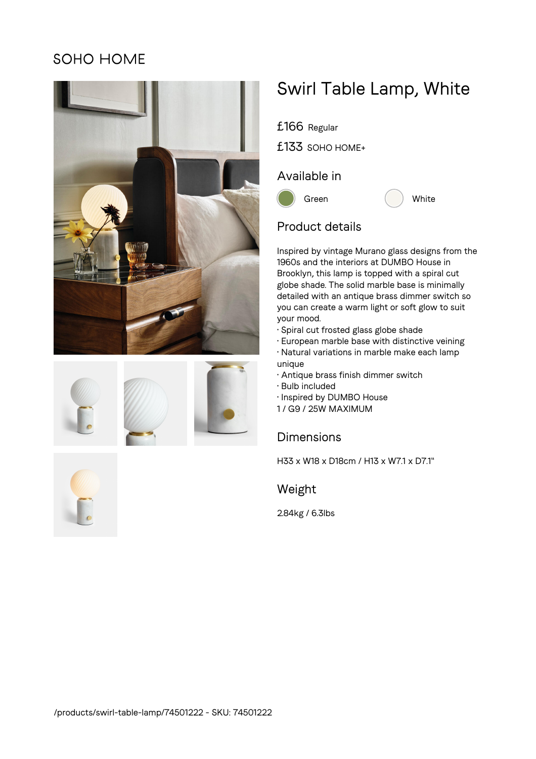SOHO HOME

# Swirl Table Lamp, White

£166 Regular

£133 SOHO HOME+

## Available in

Green

White

## Product details

Inspired by vintage Murano glass designs from the 1960s and the interiors at DUMBO House in Brooklyn, this lamp is topped with a spiral cut globe shade. The solid marble base is minimally detailed with an antique brass dimmer switch so you can create a warm light or soft glow to suit your mood.

- Spiral cut frosted glass globe shade
- European marble base with distinctive veining
- Natural variations in marble make each lamp unique
- Antique brass finish dimmer switch
- Bulb included
- Inspired by DUMBO House

1 / G9 / 25W MAXIMUM

## Dimensions

H33 x W18 x D18cm / H13 x W7.1 x D7.1"

## Weight

2.84kg / 6.3lbs

/products/swirl-table-lamp/74501222 - SKU: 74501222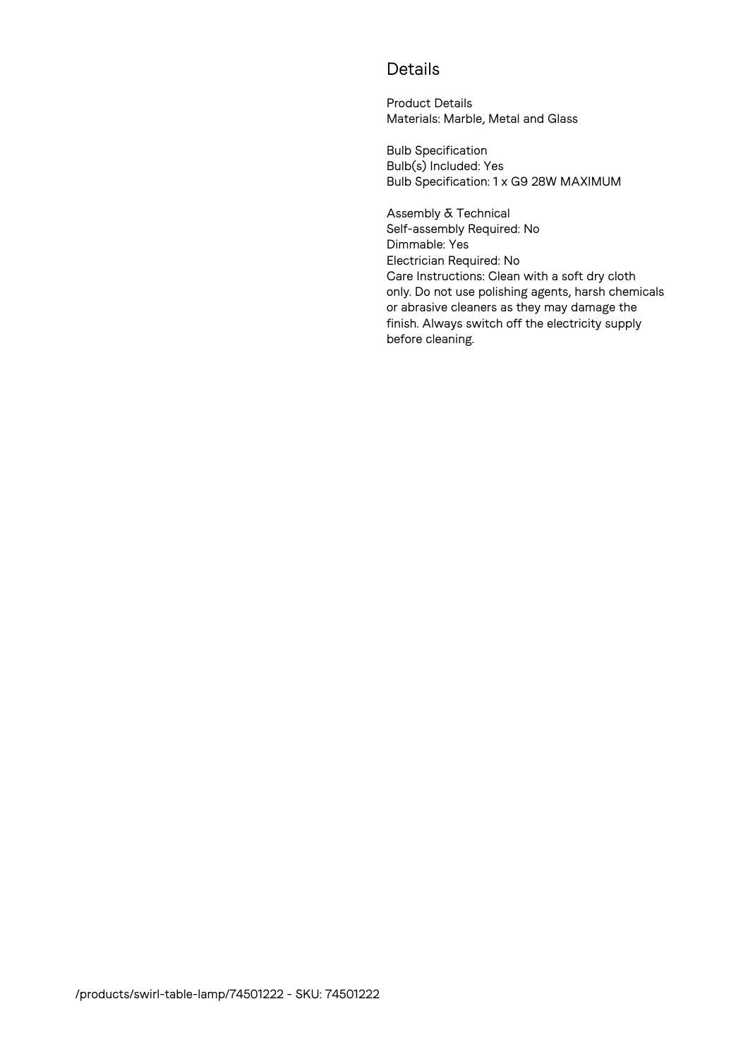## Details

Product Details
Materials: Marble, Metal and Glass

Bulb Specification
Bulb(s) Included: Yes
Bulb Specification: 1 x G9 28W MAXIMUM

Assembly & Technical
Self-assembly Required: No
Dimmable: Yes
Electrician Required: No
Care Instructions: Clean with a soft dry cloth only. Do not use polishing agents, harsh chemicals or abrasive cleaners as they may damage the finish. Always switch off the electricity supply before cleaning.

/products/swirl-table-lamp/74501222 - SKU: 74501222